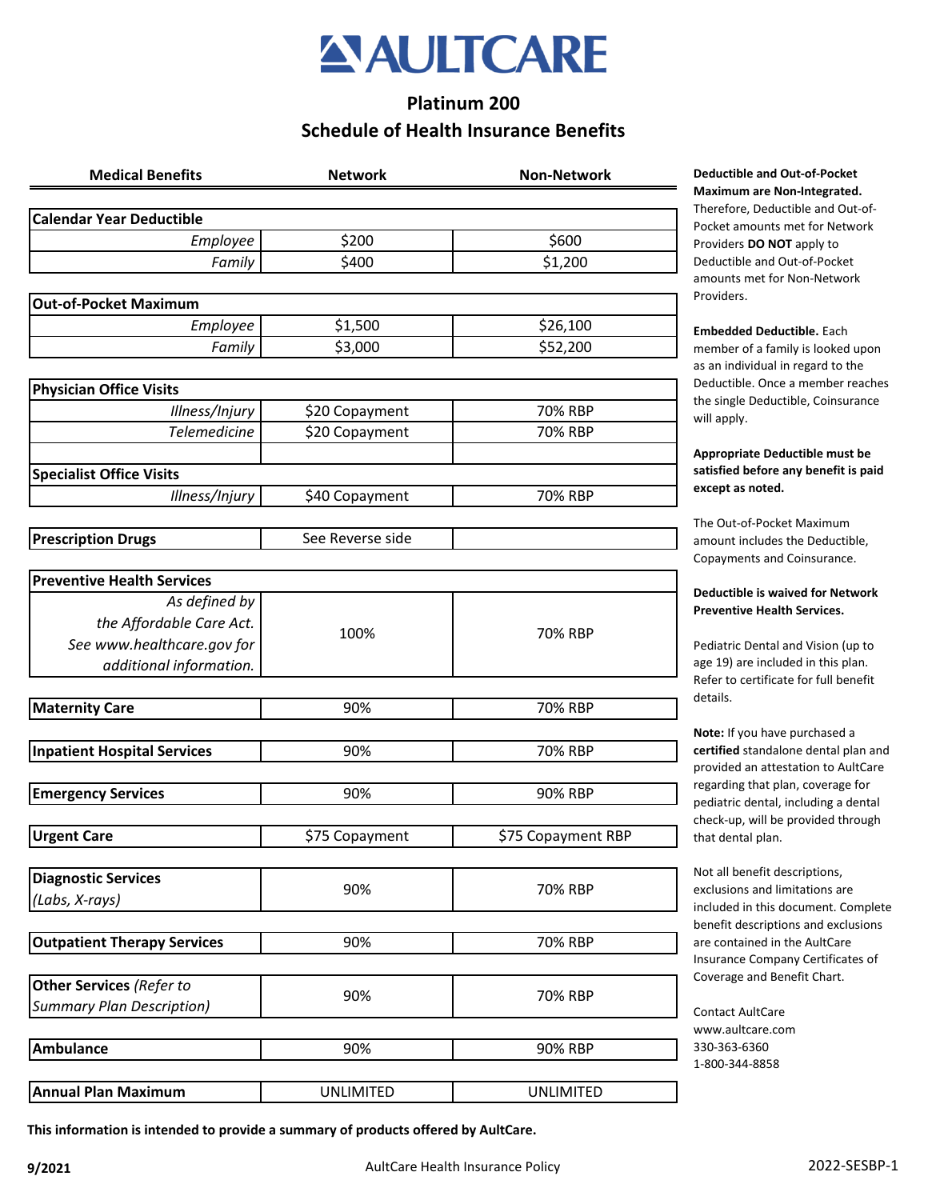# AULTCARE

## Platinum 200

## Schedule of Health Insurance Benefits

| Medical Benefits | Network | Non-Network |
|---|---|---|
| **Calendar Year Deductible** | | |
| *Employee* | $200 | $600 |
| *Family* | $400 | $1,200 |
| **Out-of-Pocket Maximum** | | |
| *Employee* | $1,500 | $26,100 |
| *Family* | $3,000 | $52,200 |
| **Physician Office Visits** | | |
| *Illness/Injury* | $20 Copayment | 70% RBP |
| *Telemedicine* | $20 Copayment | 70% RBP |
| **Specialist Office Visits** | | |
| *Illness/Injury* | $40 Copayment | 70% RBP |
| **Prescription Drugs** | See Reverse side | |
| **Preventive Health Services** | | |
| *As defined by the Affordable Care Act. See www.healthcare.gov for additional information.* | 100% | 70% RBP |
| **Maternity Care** | 90% | 70% RBP |
| **Inpatient Hospital Services** | 90% | 70% RBP |
| **Emergency Services** | 90% | 90% RBP |
| **Urgent Care** | $75 Copayment | $75 Copayment RBP |
| **Diagnostic Services** *(Labs, X-rays)* | 90% | 70% RBP |
| **Outpatient Therapy Services** | 90% | 70% RBP |
| **Other Services** *(Refer to Summary Plan Description)* | 90% | 70% RBP |
| **Ambulance** | 90% | 90% RBP |
| **Annual Plan Maximum** | UNLIMITED | UNLIMITED |

**This information is intended to provide a summary of products offered by AultCare.**

**Deductible and Out-of-Pocket Maximum are Non-Integrated.** Therefore, Deductible and Out-of-Pocket amounts met for Network Providers **DO NOT** apply to Deductible and Out-of-Pocket amounts met for Non-Network Providers.

**Embedded Deductible.** Each member of a family is looked upon as an individual in regard to the Deductible. Once a member reaches the single Deductible, Coinsurance will apply.

**Appropriate Deductible must be satisfied before any benefit is paid except as noted.**

The Out-of-Pocket Maximum amount includes the Deductible, Copayments and Coinsurance.

**Deductible is waived for Network Preventive Health Services.**

Pediatric Dental and Vision (up to age 19) are included in this plan. Refer to certificate for full benefit details.

**Note:** If you have purchased a **certified** standalone dental plan and provided an attestation to AultCare regarding that plan, coverage for pediatric dental, including a dental check-up, will be provided through that dental plan.

Not all benefit descriptions, exclusions and limitations are included in this document. Complete benefit descriptions and exclusions are contained in the AultCare Insurance Company Certificates of Coverage and Benefit Chart.

Contact AultCare
www.aultcare.com
330-363-6360
1-800-344-8858

**9/2021** AultCare Health Insurance Policy 2022-SESBP-1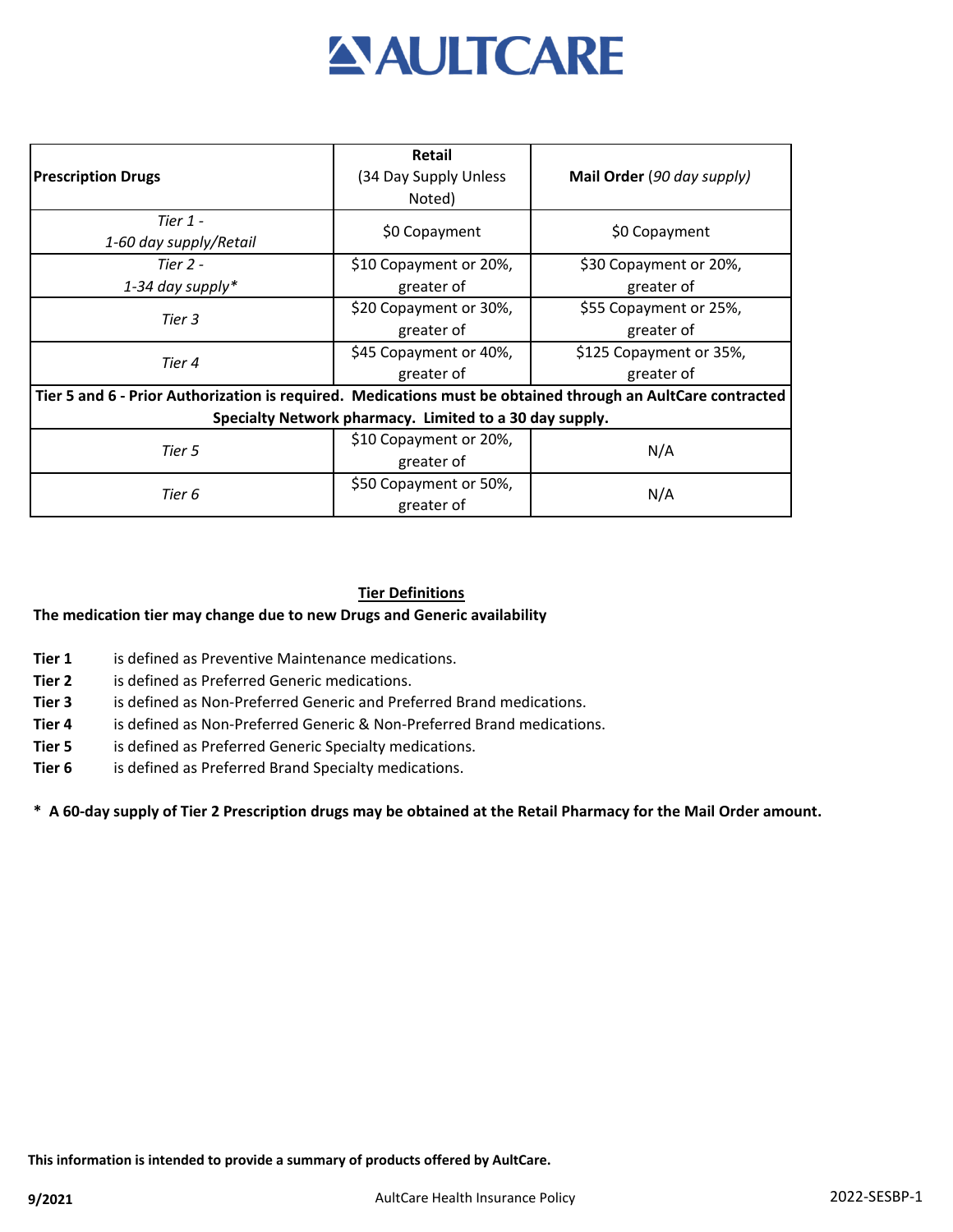# AULTCARE

| **Prescription Drugs** | **Retail** (34 Day Supply Unless Noted) | **Mail Order** (*90 day supply)* |
|---|---|---|
| *Tier 1 - 1-60 day supply/Retail* | $0 Copayment | $0 Copayment |
| *Tier 2 - 1-34 day supply** | $10 Copayment or 20%, greater of | $30 Copayment or 20%, greater of |
| *Tier 3* | $20 Copayment or 30%, greater of | $55 Copayment or 25%, greater of |
| *Tier 4* | $45 Copayment or 40%, greater of | $125 Copayment or 35%, greater of |
| **Tier 5 and 6 - Prior Authorization is required. Medications must be obtained through an AultCare contracted Specialty Network pharmacy. Limited to a 30 day supply.** | | |
| *Tier 5* | $10 Copayment or 20%, greater of | N/A |
| *Tier 6* | $50 Copayment or 50%, greater of | N/A |

## Tier Definitions

**The medication tier may change due to new Drugs and Generic availability**

- **Tier 1** is defined as Preventive Maintenance medications.
- **Tier 2** is defined as Preferred Generic medications.
- **Tier 3** is defined as Non-Preferred Generic and Preferred Brand medications.
- **Tier 4** is defined as Non-Preferred Generic & Non-Preferred Brand medications.
- **Tier 5** is defined as Preferred Generic Specialty medications.
- **Tier 6** is defined as Preferred Brand Specialty medications.

**\* A 60-day supply of Tier 2 Prescription drugs may be obtained at the Retail Pharmacy for the Mail Order amount.**

**This information is intended to provide a summary of products offered by AultCare.**

**9/2021** AultCare Health Insurance Policy 2022-SESBP-1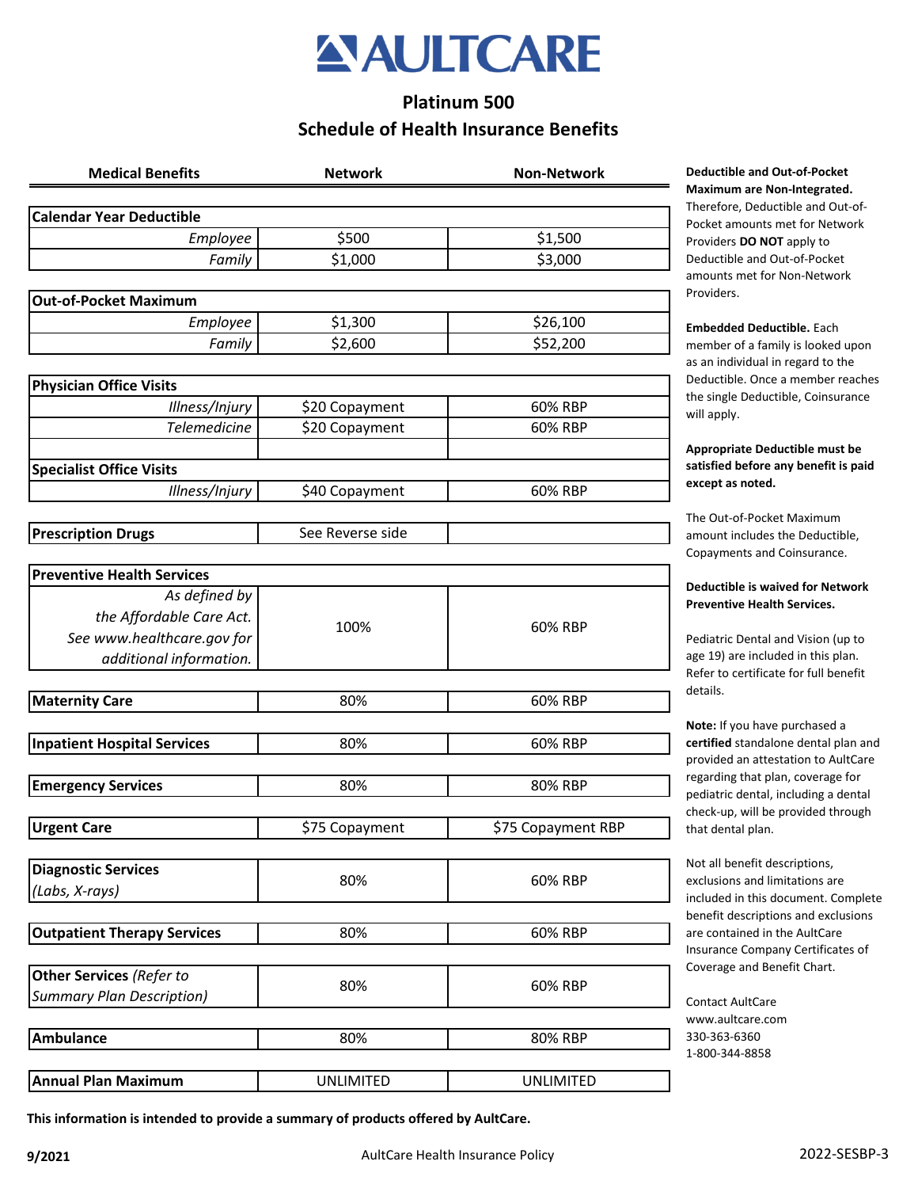# AULTCARE

## Platinum 500

## Schedule of Health Insurance Benefits

| Medical Benefits | Network | Non-Network |
|---|---|---|
| **Calendar Year Deductible** | | |
| *Employee* | $500 | $1,500 |
| *Family* | $1,000 | $3,000 |
| **Out-of-Pocket Maximum** | | |
| *Employee* | $1,300 | $26,100 |
| *Family* | $2,600 | $52,200 |
| **Physician Office Visits** | | |
| *Illness/Injury* | $20 Copayment | 60% RBP |
| *Telemedicine* | $20 Copayment | 60% RBP |
| **Specialist Office Visits** | | |
| *Illness/Injury* | $40 Copayment | 60% RBP |
| **Prescription Drugs** | See Reverse side | |
| **Preventive Health Services** | | |
| *As defined by the Affordable Care Act. See www.healthcare.gov for additional information.* | 100% | 60% RBP |
| **Maternity Care** | 80% | 60% RBP |
| **Inpatient Hospital Services** | 80% | 60% RBP |
| **Emergency Services** | 80% | 80% RBP |
| **Urgent Care** | $75 Copayment | $75 Copayment RBP |
| **Diagnostic Services** *(Labs, X-rays)* | 80% | 60% RBP |
| **Outpatient Therapy Services** | 80% | 60% RBP |
| **Other Services** *(Refer to Summary Plan Description)* | 80% | 60% RBP |
| **Ambulance** | 80% | 80% RBP |
| **Annual Plan Maximum** | UNLIMITED | UNLIMITED |

**Deductible and Out-of-Pocket Maximum are Non-Integrated.** Therefore, Deductible and Out-of-Pocket amounts met for Network Providers **DO NOT** apply to Deductible and Out-of-Pocket amounts met for Non-Network Providers.

**Embedded Deductible.** Each member of a family is looked upon as an individual in regard to the Deductible. Once a member reaches the single Deductible, Coinsurance will apply.

**Appropriate Deductible must be satisfied before any benefit is paid except as noted.**

The Out-of-Pocket Maximum amount includes the Deductible, Copayments and Coinsurance.

**Deductible is waived for Network Preventive Health Services.**

Pediatric Dental and Vision (up to age 19) are included in this plan. Refer to certificate for full benefit details.

**Note:** If you have purchased a **certified** standalone dental plan and provided an attestation to AultCare regarding that plan, coverage for pediatric dental, including a dental check-up, will be provided through that dental plan.

Not all benefit descriptions, exclusions and limitations are included in this document. Complete benefit descriptions and exclusions are contained in the AultCare Insurance Company Certificates of Coverage and Benefit Chart.

Contact AultCare
www.aultcare.com
330-363-6360
1-800-344-8858

**This information is intended to provide a summary of products offered by AultCare.**

**9/2021** AultCare Health Insurance Policy 2022-SESBP-3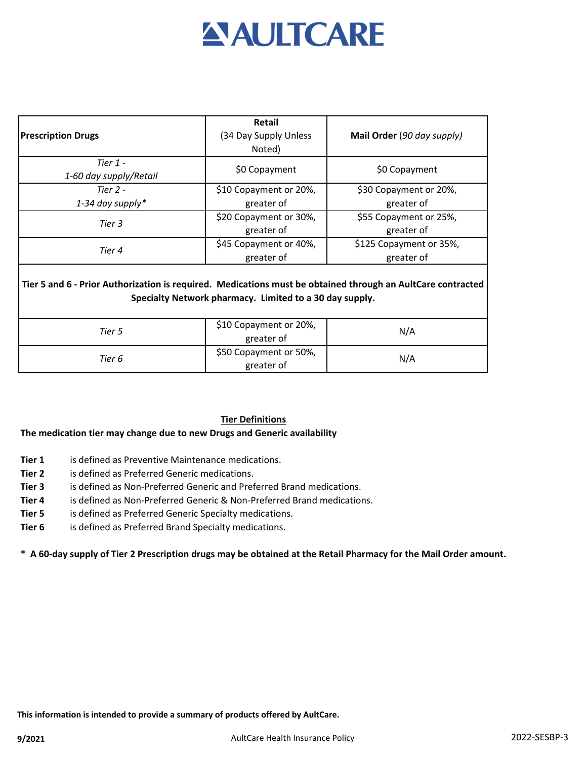# AULTCARE

| **Prescription Drugs** | **Retail** (34 Day Supply Unless Noted) | **Mail Order** (*90 day supply*) |
|---|---|---|
| *Tier 1 - 1-60 day supply/Retail* | $0 Copayment | $0 Copayment |
| *Tier 2 - 1-34 day supply** | $10 Copayment or 20%, greater of | $30 Copayment or 20%, greater of |
| *Tier 3* | $20 Copayment or 30%, greater of | $55 Copayment or 25%, greater of |
| *Tier 4* | $45 Copayment or 40%, greater of | $125 Copayment or 35%, greater of |
| **Tier 5 and 6 - Prior Authorization is required. Medications must be obtained through an AultCare contracted Specialty Network pharmacy. Limited to a 30 day supply.** | | |
| *Tier 5* | $10 Copayment or 20%, greater of | N/A |
| *Tier 6* | $50 Copayment or 50%, greater of | N/A |

## Tier Definitions

**The medication tier may change due to new Drugs and Generic availability**

- **Tier 1** is defined as Preventive Maintenance medications.
- **Tier 2** is defined as Preferred Generic medications.
- **Tier 3** is defined as Non-Preferred Generic and Preferred Brand medications.
- **Tier 4** is defined as Non-Preferred Generic & Non-Preferred Brand medications.
- **Tier 5** is defined as Preferred Generic Specialty medications.
- **Tier 6** is defined as Preferred Brand Specialty medications.

**\* A 60-day supply of Tier 2 Prescription drugs may be obtained at the Retail Pharmacy for the Mail Order amount.**

**This information is intended to provide a summary of products offered by AultCare.**

**9/2021** AultCare Health Insurance Policy 2022-SESBP-3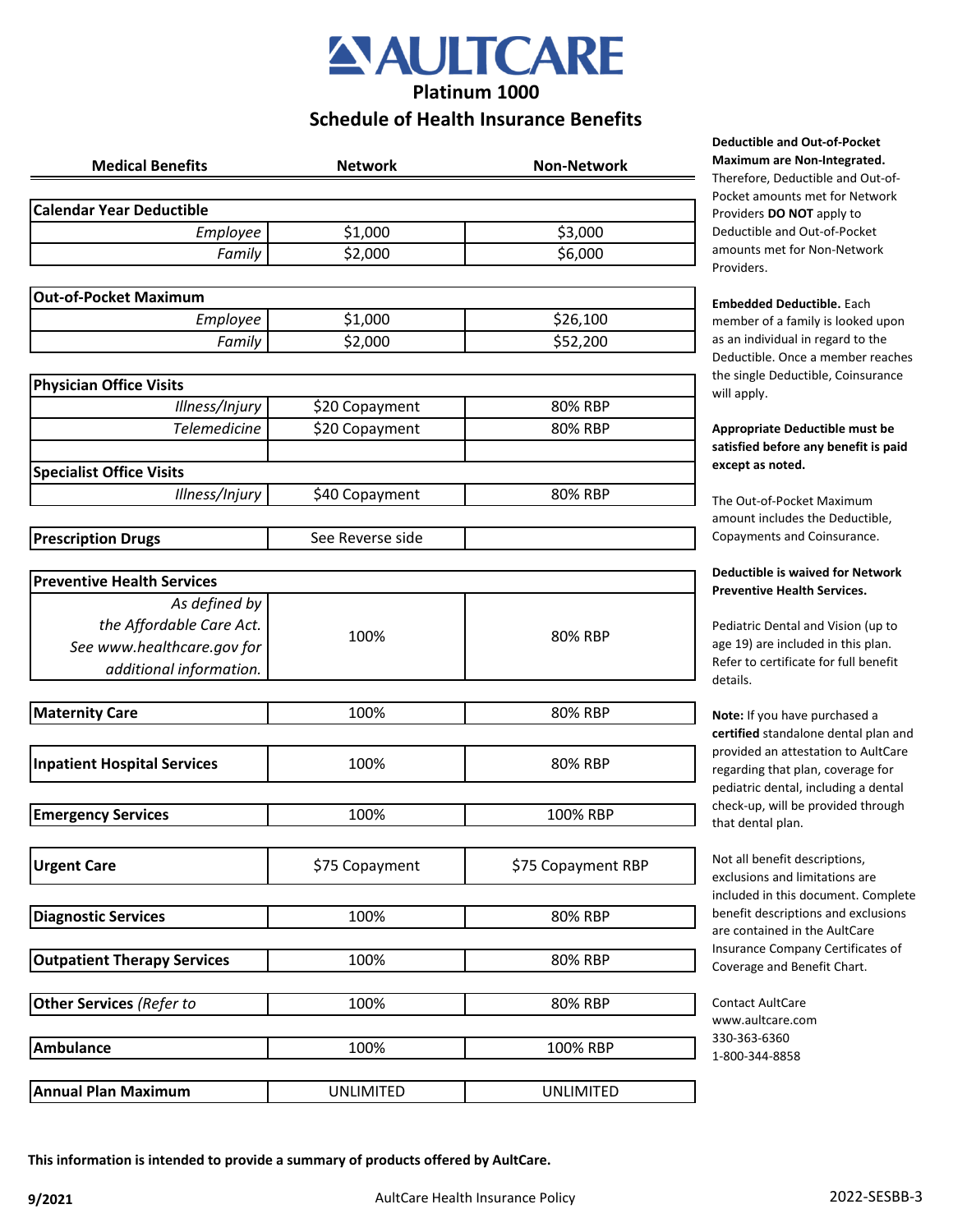# AULTCARE

## Platinum 1000

## Schedule of Health Insurance Benefits

| Medical Benefits | Network | Non-Network |
|---|---|---|
| **Calendar Year Deductible** | | |
| *Employee* | $1,000 | $3,000 |
| *Family* | $2,000 | $6,000 |
| **Out-of-Pocket Maximum** | | |
| *Employee* | $1,000 | $26,100 |
| *Family* | $2,000 | $52,200 |
| **Physician Office Visits** | | |
| *Illness/Injury* | $20 Copayment | 80% RBP |
| *Telemedicine* | $20 Copayment | 80% RBP |
| | | |
| **Specialist Office Visits** | | |
| *Illness/Injury* | $40 Copayment | 80% RBP |
| **Prescription Drugs** | See Reverse side | |
| **Preventive Health Services** | | |
| *As defined by the Affordable Care Act. See www.healthcare.gov for additional information.* | 100% | 80% RBP |
| **Maternity Care** | 100% | 80% RBP |
| **Inpatient Hospital Services** | 100% | 80% RBP |
| **Emergency Services** | 100% | 100% RBP |
| **Urgent Care** | $75 Copayment | $75 Copayment RBP |
| **Diagnostic Services** | 100% | 80% RBP |
| **Outpatient Therapy Services** | 100% | 80% RBP |
| **Other Services** *(Refer to* | 100% | 80% RBP |
| **Ambulance** | 100% | 100% RBP |
| **Annual Plan Maximum** | UNLIMITED | UNLIMITED |

**Deductible and Out-of-Pocket Maximum are Non-Integrated.** Therefore, Deductible and Out-of-Pocket amounts met for Network Providers **DO NOT** apply to Deductible and Out-of-Pocket amounts met for Non-Network Providers.

**Embedded Deductible.** Each member of a family is looked upon as an individual in regard to the Deductible. Once a member reaches the single Deductible, Coinsurance will apply.

**Appropriate Deductible must be satisfied before any benefit is paid except as noted.**

The Out-of-Pocket Maximum amount includes the Deductible, Copayments and Coinsurance.

**Deductible is waived for Network Preventive Health Services.**

Pediatric Dental and Vision (up to age 19) are included in this plan. Refer to certificate for full benefit details.

**Note:** If you have purchased a **certified** standalone dental plan and provided an attestation to AultCare regarding that plan, coverage for pediatric dental, including a dental check-up, will be provided through that dental plan.

Not all benefit descriptions, exclusions and limitations are included in this document. Complete benefit descriptions and exclusions are contained in the AultCare Insurance Company Certificates of Coverage and Benefit Chart.

Contact AultCare
www.aultcare.com
330-363-6360
1-800-344-8858

**This information is intended to provide a summary of products offered by AultCare.**

**9/2021** AultCare Health Insurance Policy 2022-SESBB-3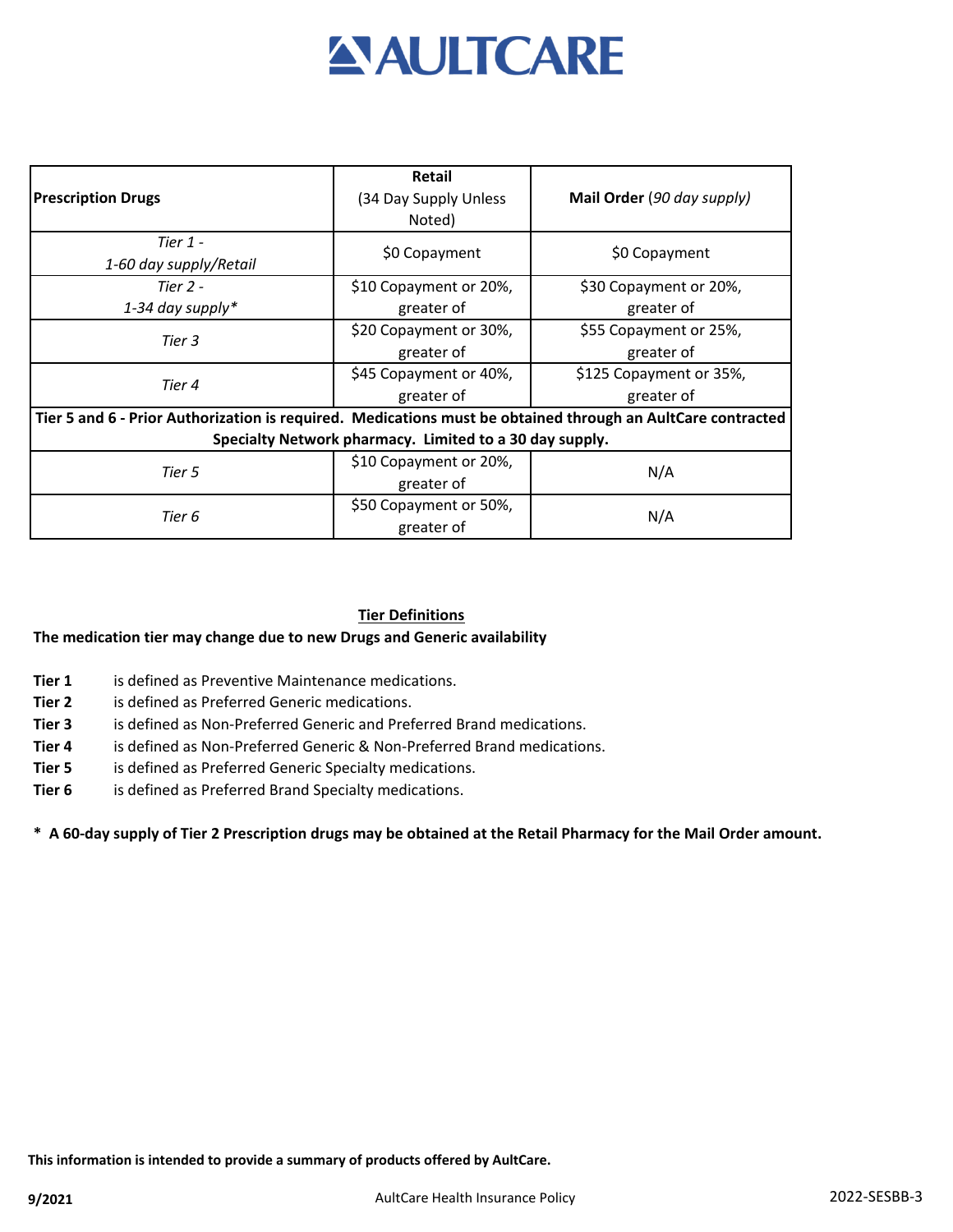# AULTCARE

| **Prescription Drugs** | **Retail** (34 Day Supply Unless Noted) | **Mail Order** (*90 day supply*) |
|---|---|---|
| *Tier 1 - 1-60 day supply/Retail* | $0 Copayment | $0 Copayment |
| *Tier 2 - 1-34 day supply** | $10 Copayment or 20%, greater of | $30 Copayment or 20%, greater of |
| *Tier 3* | $20 Copayment or 30%, greater of | $55 Copayment or 25%, greater of |
| *Tier 4* | $45 Copayment or 40%, greater of | $125 Copayment or 35%, greater of |
| **Tier 5 and 6 - Prior Authorization is required. Medications must be obtained through an AultCare contracted Specialty Network pharmacy. Limited to a 30 day supply.** | | |
| *Tier 5* | $10 Copayment or 20%, greater of | N/A |
| *Tier 6* | $50 Copayment or 50%, greater of | N/A |

## Tier Definitions

**The medication tier may change due to new Drugs and Generic availability**

- **Tier 1** is defined as Preventive Maintenance medications.
- **Tier 2** is defined as Preferred Generic medications.
- **Tier 3** is defined as Non-Preferred Generic and Preferred Brand medications.
- **Tier 4** is defined as Non-Preferred Generic & Non-Preferred Brand medications.
- **Tier 5** is defined as Preferred Generic Specialty medications.
- **Tier 6** is defined as Preferred Brand Specialty medications.

**\* A 60-day supply of Tier 2 Prescription drugs may be obtained at the Retail Pharmacy for the Mail Order amount.**

**This information is intended to provide a summary of products offered by AultCare.**

**9/2021** AultCare Health Insurance Policy 2022-SESBB-3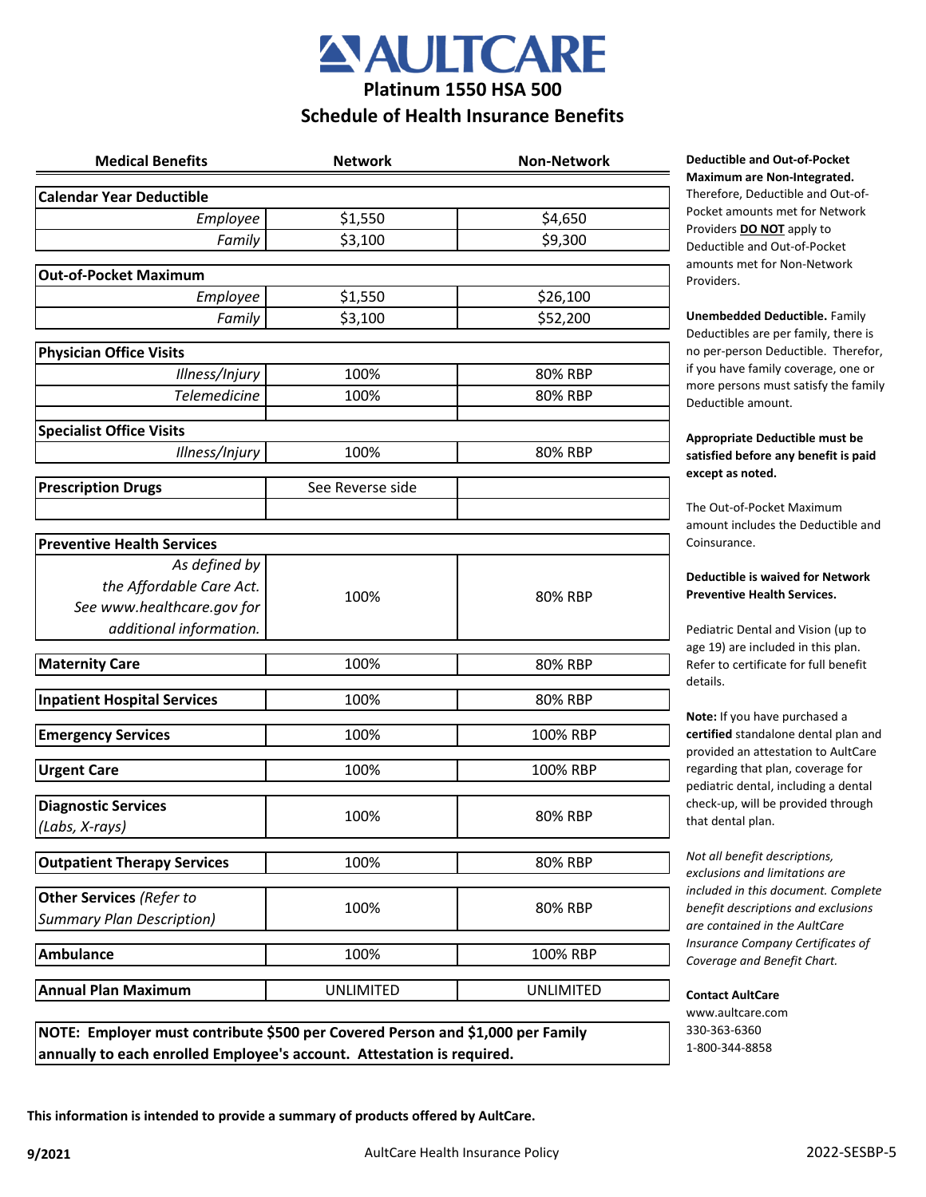# AULTCARE

## Platinum 1550 HSA 500

## Schedule of Health Insurance Benefits

| Medical Benefits | Network | Non-Network |
|---|---|---|
| **Calendar Year Deductible** | | |
| *Employee* | $1,550 | $4,650 |
| *Family* | $3,100 | $9,300 |
| **Out-of-Pocket Maximum** | | |
| *Employee* | $1,550 | $26,100 |
| *Family* | $3,100 | $52,200 |
| **Physician Office Visits** | | |
| *Illness/Injury* | 100% | 80% RBP |
| *Telemedicine* | 100% | 80% RBP |
| **Specialist Office Visits** | | |
| *Illness/Injury* | 100% | 80% RBP |
| **Prescription Drugs** | See Reverse side | |
| **Preventive Health Services** | | |
| *As defined by the Affordable Care Act. See www.healthcare.gov for additional information.* | 100% | 80% RBP |
| **Maternity Care** | 100% | 80% RBP |
| **Inpatient Hospital Services** | 100% | 80% RBP |
| **Emergency Services** | 100% | 100% RBP |
| **Urgent Care** | 100% | 100% RBP |
| **Diagnostic Services** *(Labs, X-rays)* | 100% | 80% RBP |
| **Outpatient Therapy Services** | 100% | 80% RBP |
| **Other Services** *(Refer to Summary Plan Description)* | 100% | 80% RBP |
| **Ambulance** | 100% | 100% RBP |
| **Annual Plan Maximum** | UNLIMITED | UNLIMITED |

**NOTE: Employer must contribute $500 per Covered Person and $1,000 per Family annually to each enrolled Employee's account. Attestation is required.**

**Deductible and Out-of-Pocket Maximum are Non-Integrated.** Therefore, Deductible and Out-of-Pocket amounts met for Network Providers **DO NOT** apply to Deductible and Out-of-Pocket amounts met for Non-Network Providers.

**Unembedded Deductible.** Family Deductibles are per family, there is no per-person Deductible. Therefor, if you have family coverage, one or more persons must satisfy the family Deductible amount.

**Appropriate Deductible must be satisfied before any benefit is paid except as noted.**

The Out-of-Pocket Maximum amount includes the Deductible and Coinsurance.

**Deductible is waived for Network Preventive Health Services.**

Pediatric Dental and Vision (up to age 19) are included in this plan. Refer to certificate for full benefit details.

**Note:** If you have purchased a **certified** standalone dental plan and provided an attestation to AultCare regarding that plan, coverage for pediatric dental, including a dental check-up, will be provided through that dental plan.

*Not all benefit descriptions, exclusions and limitations are included in this document. Complete benefit descriptions and exclusions are contained in the AultCare Insurance Company Certificates of Coverage and Benefit Chart.*

**Contact AultCare**
www.aultcare.com
330-363-6360
1-800-344-8858

**This information is intended to provide a summary of products offered by AultCare.**

**9/2021** AultCare Health Insurance Policy 2022-SESBP-5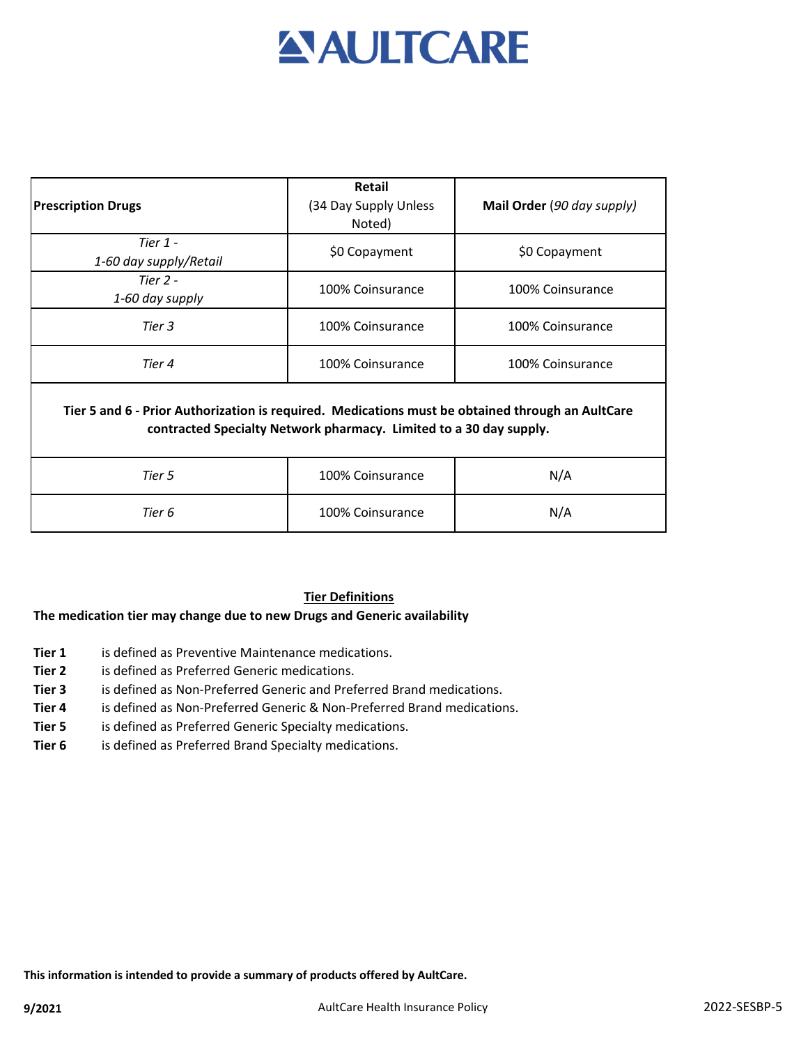# AULTCARE

| **Prescription Drugs** | **Retail** (34 Day Supply Unless Noted) | **Mail Order** (*90 day supply*) |
| --- | --- | --- |
| *Tier 1 - 1-60 day supply/Retail* | $0 Copayment | $0 Copayment |
| *Tier 2 - 1-60 day supply* | 100% Coinsurance | 100% Coinsurance |
| *Tier 3* | 100% Coinsurance | 100% Coinsurance |
| *Tier 4* | 100% Coinsurance | 100% Coinsurance |
| **Tier 5 and 6 - Prior Authorization is required. Medications must be obtained through an AultCare contracted Specialty Network pharmacy. Limited to a 30 day supply.** | | |
| *Tier 5* | 100% Coinsurance | N/A |
| *Tier 6* | 100% Coinsurance | N/A |

## Tier Definitions

**The medication tier may change due to new Drugs and Generic availability**

- **Tier 1** is defined as Preventive Maintenance medications.
- **Tier 2** is defined as Preferred Generic medications.
- **Tier 3** is defined as Non-Preferred Generic and Preferred Brand medications.
- **Tier 4** is defined as Non-Preferred Generic & Non-Preferred Brand medications.
- **Tier 5** is defined as Preferred Generic Specialty medications.
- **Tier 6** is defined as Preferred Brand Specialty medications.

**This information is intended to provide a summary of products offered by AultCare.**

**9/2021** AultCare Health Insurance Policy 2022-SESBP-5